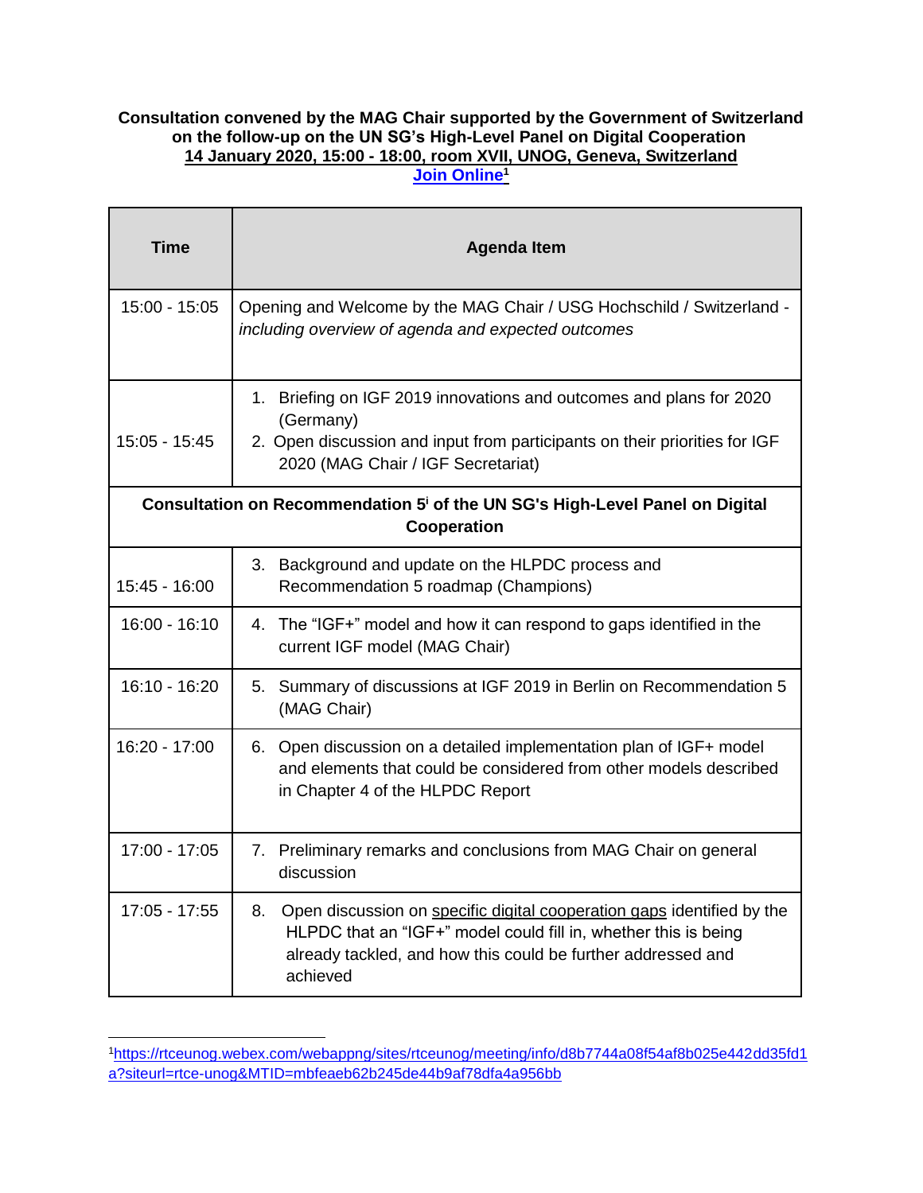**Consultation convened by the MAG Chair supported by the Government of Switzerland on the follow-up on the UN SG's High-Level Panel on Digital Cooperation**

**14 January 2020, 15:00 - 18:00, room XVII, UNOG, Geneva, Switzerland**

**[Join Online](https://rtceunog.webex.com/webappng/sites/rtceunog/meeting/info/d8b7744a08f54af8b025e442dd35fd1a?siteurl=rtce-unog&MTID=mbfeaeb62b245de44b9af78dfa4a956bb)[1]**

| Time | Agenda Item |
|---|---|
| 15:00 - 15:05 | Opening and Welcome by the MAG Chair / USG Hochschild / Switzerland - *including overview of agenda and expected outcomes* |
| 15:05 - 15:45 | 1. Briefing on IGF 2019 innovations and outcomes and plans for 2020 (Germany)<br>2. Open discussion and input from participants on their priorities for IGF 2020 (MAG Chair / IGF Secretariat) |
| **Consultation on Recommendation 5[i] of the UN SG's High-Level Panel on Digital Cooperation** | |
| 15:45 - 16:00 | 3. Background and update on the HLPDC process and Recommendation 5 roadmap (Champions) |
| 16:00 - 16:10 | 4. The "IGF+" model and how it can respond to gaps identified in the current IGF model (MAG Chair) |
| 16:10 - 16:20 | 5. Summary of discussions at IGF 2019 in Berlin on Recommendation 5 (MAG Chair) |
| 16:20 - 17:00 | 6. Open discussion on a detailed implementation plan of IGF+ model and elements that could be considered from other models described in Chapter 4 of the HLPDC Report |
| 17:00 - 17:05 | 7. Preliminary remarks and conclusions from MAG Chair on general discussion |
| 17:05 - 17:55 | 8. Open discussion on specific digital cooperation gaps identified by the HLPDC that an "IGF+" model could fill in, whether this is being already tackled, and how this could be further addressed and achieved |

[1] https://rtceunog.webex.com/webappng/sites/rtceunog/meeting/info/d8b7744a08f54af8b025e442dd35fd1a?siteurl=rtce-unog&MTID=mbfeaeb62b245de44b9af78dfa4a956bb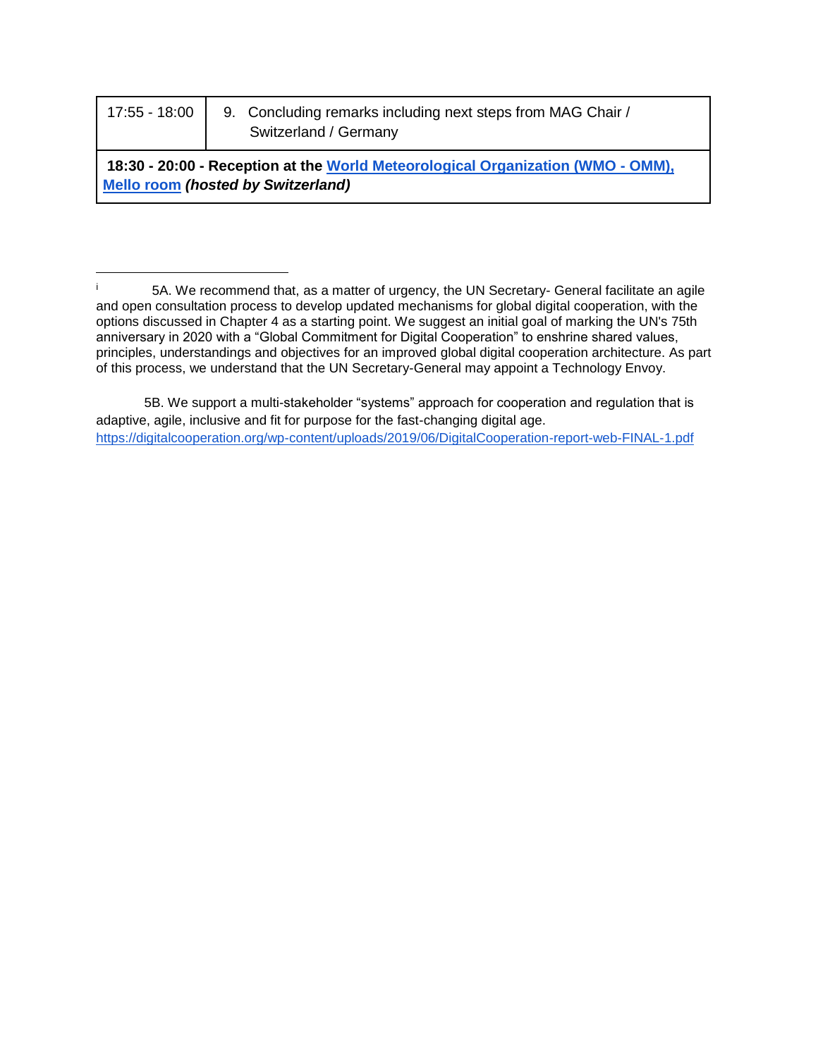| | |
|---|---|
| 17:55 - 18:00 | 9. Concluding remarks including next steps from MAG Chair / Switzerland / Germany |
| **18:30 - 20:00 - Reception at the World Meteorological Organization (WMO - OMM), Mello room** ***(hosted by Switzerland)*** | |

---

[i] 5A. We recommend that, as a matter of urgency, the UN Secretary- General facilitate an agile and open consultation process to develop updated mechanisms for global digital cooperation, with the options discussed in Chapter 4 as a starting point. We suggest an initial goal of marking the UN's 75th anniversary in 2020 with a "Global Commitment for Digital Cooperation" to enshrine shared values, principles, understandings and objectives for an improved global digital cooperation architecture. As part of this process, we understand that the UN Secretary-General may appoint a Technology Envoy.

5B. We support a multi-stakeholder "systems" approach for cooperation and regulation that is adaptive, agile, inclusive and fit for purpose for the fast-changing digital age.
https://digitalcooperation.org/wp-content/uploads/2019/06/DigitalCooperation-report-web-FINAL-1.pdf